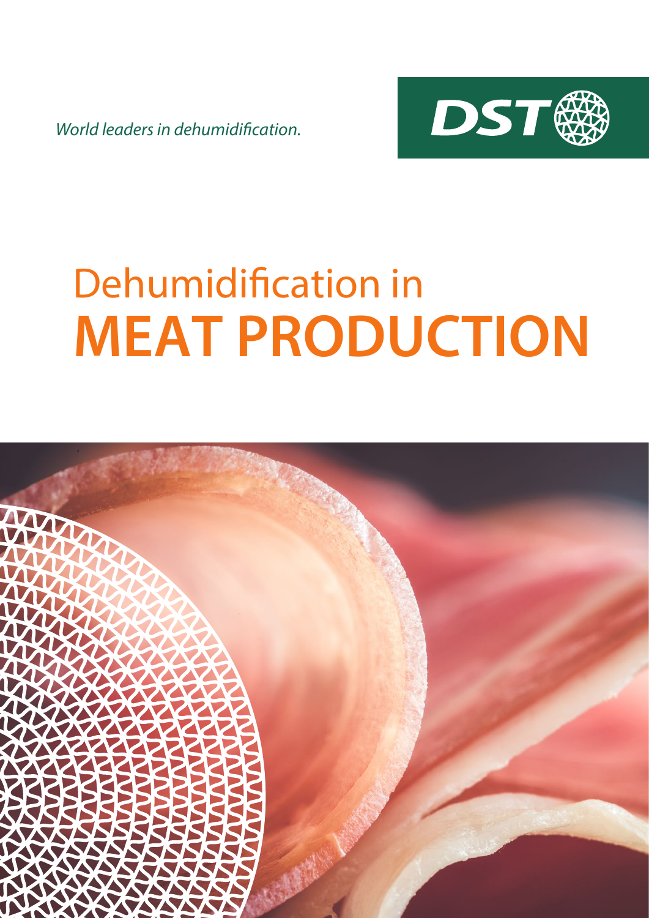*World leaders in dehumidification.*

DST

# Dehumidification in MEAT PRODUCTION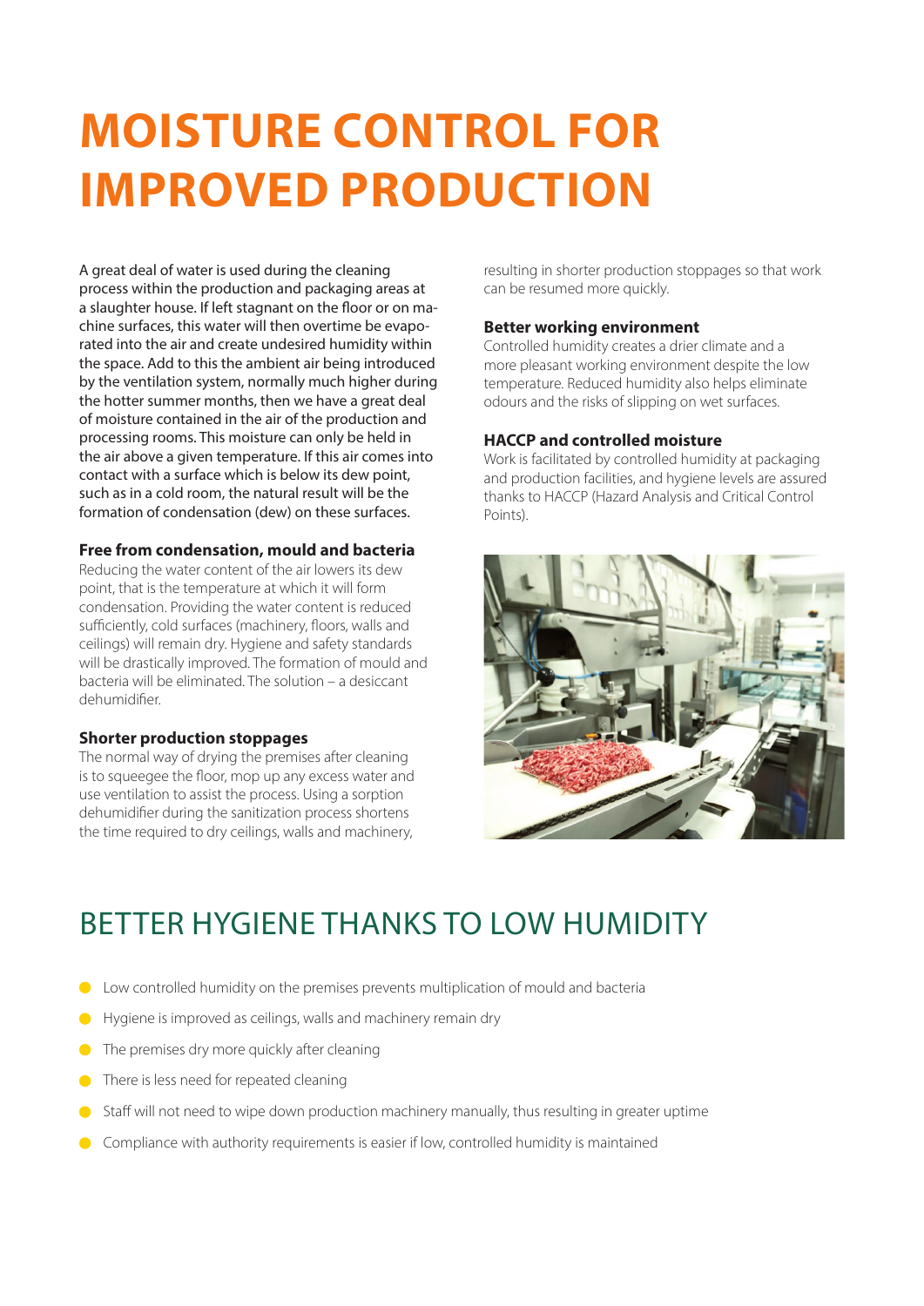# MOISTURE CONTROL FOR IMPROVED PRODUCTION

A great deal of water is used during the cleaning process within the production and packaging areas at a slaughter house. If left stagnant on the floor or on machine surfaces, this water will then overtime be evaporated into the air and create undesired humidity within the space. Add to this the ambient air being introduced by the ventilation system, normally much higher during the hotter summer months, then we have a great deal of moisture contained in the air of the production and processing rooms. This moisture can only be held in the air above a given temperature. If this air comes into contact with a surface which is below its dew point, such as in a cold room, the natural result will be the formation of condensation (dew) on these surfaces.

### Free from condensation, mould and bacteria

Reducing the water content of the air lowers its dew point, that is the temperature at which it will form condensation. Providing the water content is reduced sufficiently, cold surfaces (machinery, floors, walls and ceilings) will remain dry. Hygiene and safety standards will be drastically improved. The formation of mould and bacteria will be eliminated. The solution – a desiccant dehumidifier.

### Shorter production stoppages

The normal way of drying the premises after cleaning is to squeegee the floor, mop up any excess water and use ventilation to assist the process. Using a sorption dehumidifier during the sanitization process shortens the time required to dry ceilings, walls and machinery, resulting in shorter production stoppages so that work can be resumed more quickly.

### Better working environment

Controlled humidity creates a drier climate and a more pleasant working environment despite the low temperature. Reduced humidity also helps eliminate odours and the risks of slipping on wet surfaces.

### HACCP and controlled moisture

Work is facilitated by controlled humidity at packaging and production facilities, and hygiene levels are assured thanks to HACCP (Hazard Analysis and Critical Control Points).

## BETTER HYGIENE THANKS TO LOW HUMIDITY

- Low controlled humidity on the premises prevents multiplication of mould and bacteria
- Hygiene is improved as ceilings, walls and machinery remain dry
- The premises dry more quickly after cleaning
- There is less need for repeated cleaning
- Staff will not need to wipe down production machinery manually, thus resulting in greater uptime
- Compliance with authority requirements is easier if low, controlled humidity is maintained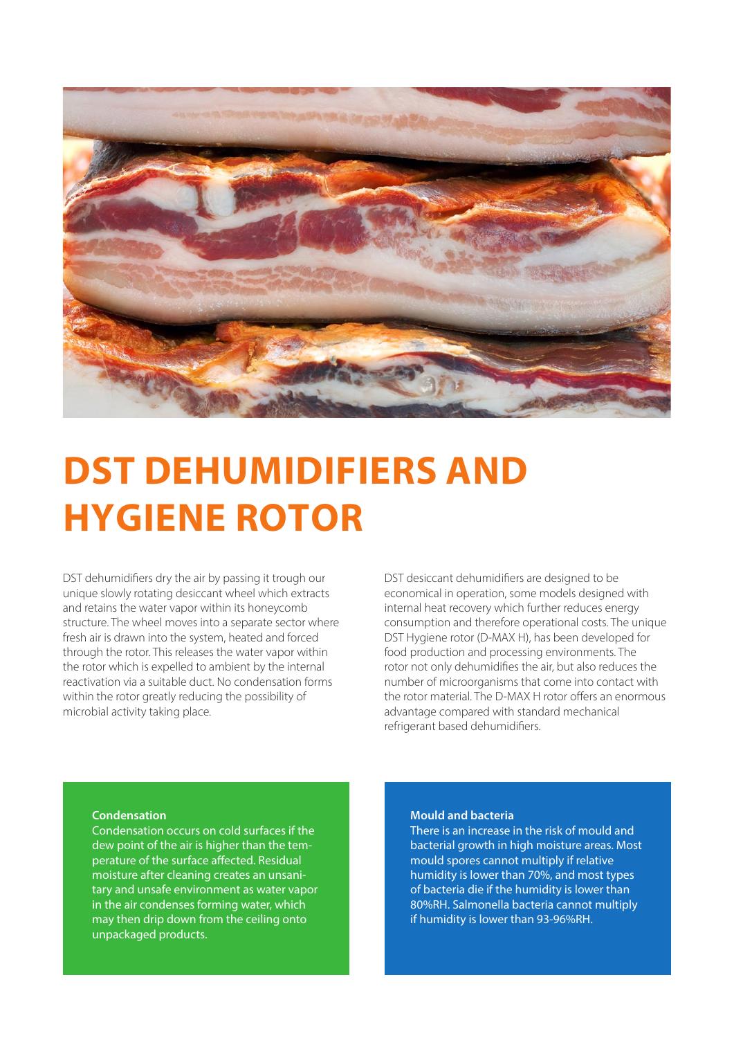# DST DEHUMIDIFIERS AND HYGIENE ROTOR

DST dehumidifiers dry the air by passing it trough our unique slowly rotating desiccant wheel which extracts and retains the water vapor within its honeycomb structure. The wheel moves into a separate sector where fresh air is drawn into the system, heated and forced through the rotor. This releases the water vapor within the rotor which is expelled to ambient by the internal reactivation via a suitable duct. No condensation forms within the rotor greatly reducing the possibility of microbial activity taking place.

DST desiccant dehumidifiers are designed to be economical in operation, some models designed with internal heat recovery which further reduces energy consumption and therefore operational costs. The unique DST Hygiene rotor (D-MAX H), has been developed for food production and processing environments. The rotor not only dehumidifies the air, but also reduces the number of microorganisms that come into contact with the rotor material. The D-MAX H rotor offers an enormous advantage compared with standard mechanical refrigerant based dehumidifiers.

**Condensation**
Condensation occurs on cold surfaces if the dew point of the air is higher than the temperature of the surface affected. Residual moisture after cleaning creates an unsanitary and unsafe environment as water vapor in the air condenses forming water, which may then drip down from the ceiling onto unpackaged products.

**Mould and bacteria**
There is an increase in the risk of mould and bacterial growth in high moisture areas. Most mould spores cannot multiply if relative humidity is lower than 70%, and most types of bacteria die if the humidity is lower than 80%RH. Salmonella bacteria cannot multiply if humidity is lower than 93-96%RH.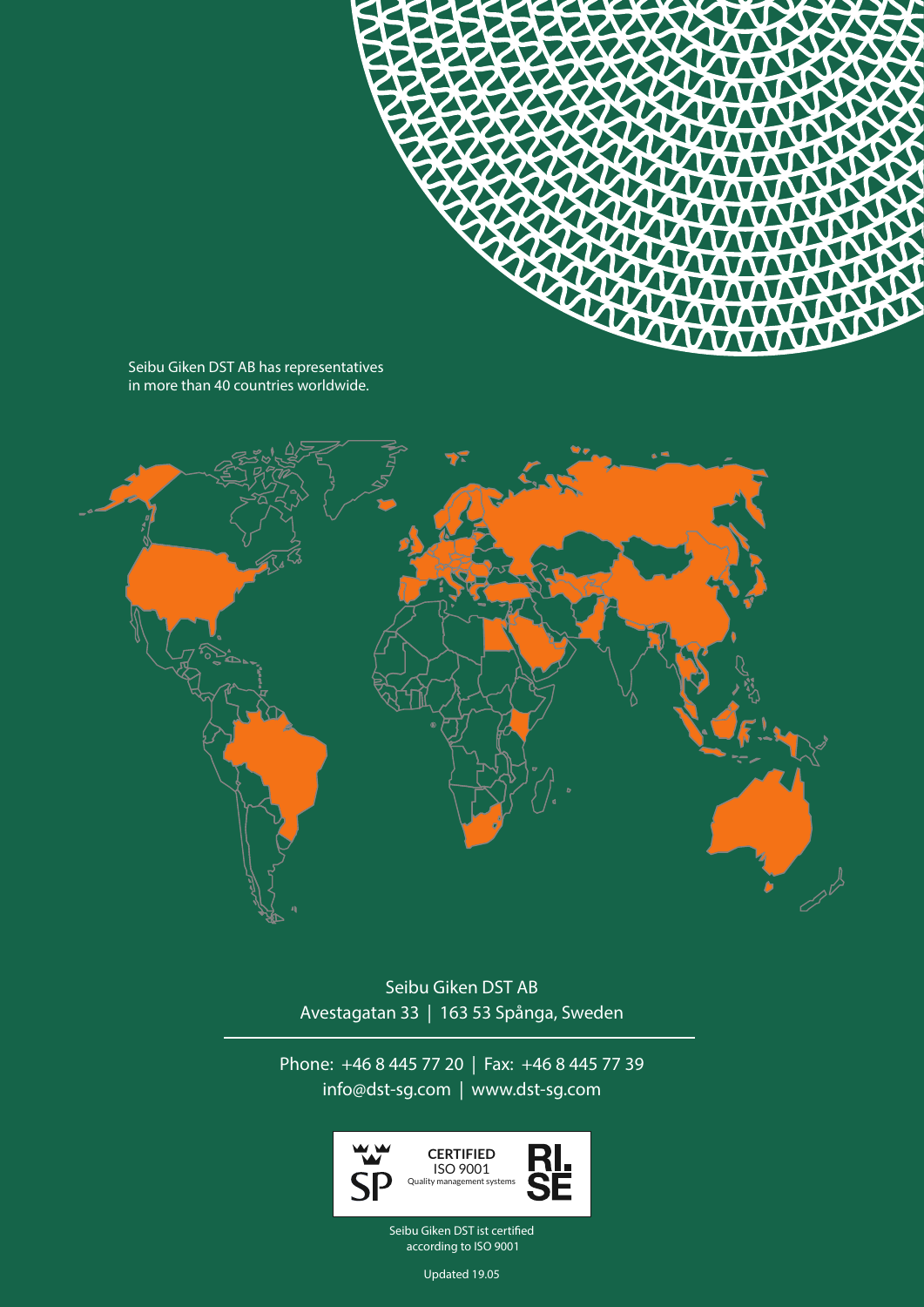Seibu Giken DST AB has representatives in more than 40 countries worldwide.

Seibu Giken DST AB
Avestagatan 33 | 163 53 Spånga, Sweden

Phone: +46 8 445 77 20 | Fax: +46 8 445 77 39
info@dst-sg.com | www.dst-sg.com

SP
**CERTIFIED**
ISO 9001
Quality management systems
RI. SE

Seibu Giken DST ist certified according to ISO 9001

Updated 19.05